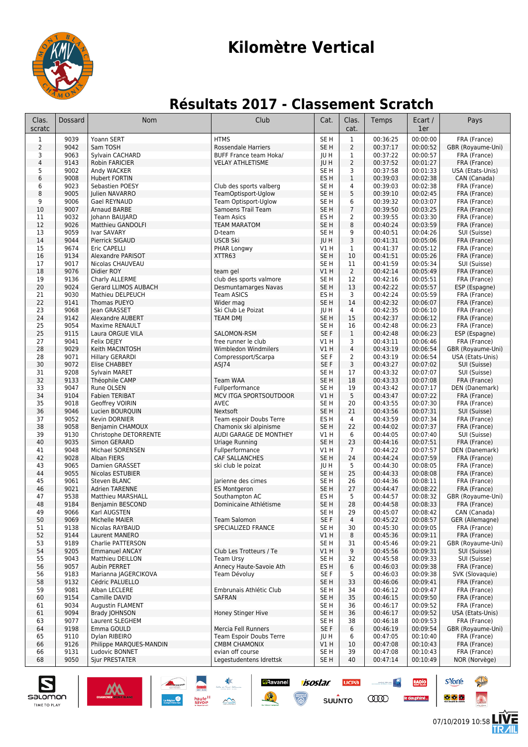# Kilomètre Vertical

## Résultats 2017 - Classement Scratch

| Clas. scratc | Dossard | Nom | Club | Cat. | Clas. cat. | Temps | Ecart / 1er | Pays |
|---|---|---|---|---|---|---|---|---|
| 1 | 9039 | Yoann SERT | HTMS | SE H | 1 | 00:36:25 | 00:00:00 | FRA (France) |
| 2 | 9042 | Sam TOSH | Rossendale Harriers | SE H | 2 | 00:37:17 | 00:00:52 | GBR (Royaume-Uni) |
| 3 | 9063 | Sylvain CACHARD | BUFF France team Hoka/ | JU H | 1 | 00:37:22 | 00:00:57 | FRA (France) |
| 4 | 9143 | Robin FARICIER | VELAY ATHLETISME | JU H | 2 | 00:37:52 | 00:01:27 | FRA (France) |
| 5 | 9002 | Andy WACKER | | SE H | 3 | 00:37:58 | 00:01:33 | USA (Etats-Unis) |
| 6 | 9008 | Hubert FORTIN | | ES H | 1 | 00:39:03 | 00:02:38 | CAN (Canada) |
| 6 | 9023 | Sebastien POESY | Club des sports valberg | SE H | 4 | 00:39:03 | 00:02:38 | FRA (France) |
| 8 | 9005 | Julien NAVARRO | TeamOptisport-Uglow | SE H | 5 | 00:39:10 | 00:02:45 | FRA (France) |
| 9 | 9006 | Gael REYNAUD | Team Optisport-Uglow | SE H | 6 | 00:39:32 | 00:03:07 | FRA (France) |
| 10 | 9007 | Arnaud BARBE | Samoens Trail Team | SE H | 7 | 00:39:50 | 00:03:25 | FRA (France) |
| 11 | 9032 | Johann BAUJARD | Team Asics | ES H | 2 | 00:39:55 | 00:03:30 | FRA (France) |
| 12 | 9026 | Matthieu GANDOLFI | TEAM MARATOM | SE H | 8 | 00:40:24 | 00:03:59 | FRA (France) |
| 13 | 9059 | Ivar SAVARY | D-team | SE H | 9 | 00:40:51 | 00:04:26 | SUI (Suisse) |
| 14 | 9044 | Pierrick SIGAUD | USCB Ski | JU H | 3 | 00:41:31 | 00:05:06 | FRA (France) |
| 15 | 9674 | Eric CAPELLI | PHAR Longwy | V1 H | 1 | 00:41:37 | 00:05:12 | FRA (France) |
| 16 | 9134 | Alexandre PARISOT | XTTR63 | SE H | 10 | 00:41:51 | 00:05:26 | FRA (France) |
| 17 | 9017 | Nicolas CHAUVEAU | | SE H | 11 | 00:41:59 | 00:05:34 | SUI (Suisse) |
| 18 | 9076 | Didier ROY | team gel | V1 H | 2 | 00:42:14 | 00:05:49 | FRA (France) |
| 19 | 9136 | Charly ALLERME | club des sports valmore | SE H | 12 | 00:42:16 | 00:05:51 | FRA (France) |
| 20 | 9024 | Gerard LLIMOS AUBACH | Desmuntamarges Navas | SE H | 13 | 00:42:22 | 00:05:57 | ESP (Espagne) |
| 21 | 9030 | Mathieu DELPEUCH | Team ASICS | ES H | 3 | 00:42:24 | 00:05:59 | FRA (France) |
| 22 | 9141 | Thomas PUEYO | Wider mag | SE H | 14 | 00:42:32 | 00:06:07 | FRA (France) |
| 23 | 9068 | Jean GRASSET | Ski Club Le Poizat | JU H | 4 | 00:42:35 | 00:06:10 | FRA (France) |
| 24 | 9142 | Alexandre AUBERT | TEAM DMJ | SE H | 15 | 00:42:37 | 00:06:12 | FRA (France) |
| 25 | 9054 | Maxime RENAULT | | SE H | 16 | 00:42:48 | 00:06:23 | FRA (France) |
| 25 | 9115 | Laura ORGUE VILA | SALOMON-RSM | SE F | 1 | 00:42:48 | 00:06:23 | ESP (Espagne) |
| 27 | 9041 | Felix DEJEY | free runner le club | V1 H | 3 | 00:43:11 | 00:06:46 | FRA (France) |
| 28 | 9029 | Keith MACINTOSH | Wimbledon Windmilers | V1 H | 4 | 00:43:19 | 00:06:54 | GBR (Royaume-Uni) |
| 28 | 9071 | Hillary GERARDI | Compressport/Scarpa | SE F | 2 | 00:43:19 | 00:06:54 | USA (Etats-Unis) |
| 30 | 9072 | Elise CHABBEY | ASJ74 | SE F | 3 | 00:43:27 | 00:07:02 | SUI (Suisse) |
| 31 | 9208 | Sylvain MARET | | SE H | 17 | 00:43:32 | 00:07:07 | SUI (Suisse) |
| 32 | 9133 | Théophile CAMP | Team WAA | SE H | 18 | 00:43:33 | 00:07:08 | FRA (France) |
| 33 | 9047 | Rune OLSEN | Fullperformance | SE H | 19 | 00:43:42 | 00:07:17 | DEN (Danemark) |
| 34 | 9104 | Fabien TERIBAT | MCV ITGA SPORTSOUTDOOR | V1 H | 5 | 00:43:47 | 00:07:22 | FRA (France) |
| 35 | 9018 | Geoffrey VOIRIN | AVEC | SE H | 20 | 00:43:55 | 00:07:30 | FRA (France) |
| 36 | 9046 | Lucien BOURQUIN | Nextsoft | SE H | 21 | 00:43:56 | 00:07:31 | SUI (Suisse) |
| 37 | 9052 | Kevin DORNIER | Team espoir Doubs Terre | ES H | 4 | 00:43:59 | 00:07:34 | FRA (France) |
| 38 | 9058 | Benjamin CHAMOUX | Chamonix ski alpinisme | SE H | 22 | 00:44:02 | 00:07:37 | FRA (France) |
| 39 | 9130 | Christophe DETORRENTE | AUDI GARAGE DE MONTHEY | V1 H | 6 | 00:44:05 | 00:07:40 | SUI (Suisse) |
| 40 | 9035 | Simon GERARD | Uriage Running | SE H | 23 | 00:44:16 | 00:07:51 | FRA (France) |
| 41 | 9048 | Michael SORENSEN | Fullperformance | V1 H | 7 | 00:44:22 | 00:07:57 | DEN (Danemark) |
| 42 | 9028 | Alban FIERS | CAF SALLANCHES | SE H | 24 | 00:44:24 | 00:07:59 | FRA (France) |
| 43 | 9065 | Damien GRASSET | ski club le poizat | JU H | 5 | 00:44:30 | 00:08:05 | FRA (France) |
| 44 | 9055 | Nicolas ESTUBIER | | SE H | 25 | 00:44:33 | 00:08:08 | FRA (France) |
| 45 | 9061 | Steven BLANC | Jarienne des cimes | SE H | 26 | 00:44:36 | 00:08:11 | FRA (France) |
| 46 | 9021 | Adrien TARENNE | ES Montgeron | SE H | 27 | 00:44:47 | 00:08:22 | FRA (France) |
| 47 | 9538 | Matthieu MARSHALL | Southampton AC | ES H | 5 | 00:44:57 | 00:08:32 | GBR (Royaume-Uni) |
| 48 | 9184 | Benjamin BESCOND | Dominicaine Athlétisme | SE H | 28 | 00:44:58 | 00:08:33 | FRA (France) |
| 49 | 9066 | Karl AUGSTEN | | SE H | 29 | 00:45:07 | 00:08:42 | CAN (Canada) |
| 50 | 9069 | Michelle MAIER | Team Salomon | SE F | 4 | 00:45:22 | 00:08:57 | GER (Allemagne) |
| 51 | 9138 | Nicolas RAYBAUD | SPECIALIZED FRANCE | SE H | 30 | 00:45:30 | 00:09:05 | FRA (France) |
| 52 | 9144 | Laurent MANERO | | V1 H | 8 | 00:45:36 | 00:09:11 | FRA (France) |
| 53 | 9189 | Charlie PATTERSON | | SE H | 31 | 00:45:46 | 00:09:21 | GBR (Royaume-Uni) |
| 54 | 9205 | Emmanuel ANCAY | Club Les Trotteurs / Te | V1 H | 9 | 00:45:56 | 00:09:31 | SUI (Suisse) |
| 55 | 9043 | Matthieu DEILLON | Team Ursy | SE H | 32 | 00:45:58 | 00:09:33 | SUI (Suisse) |
| 56 | 9057 | Aubin PERRET | Annecy Haute-Savoie Ath | ES H | 6 | 00:46:03 | 00:09:38 | FRA (France) |
| 56 | 9183 | Marianna JAGERCIKOVA | Team Dévoluy | SE F | 5 | 00:46:03 | 00:09:38 | SVK (Slovaquie) |
| 58 | 9132 | Cédric PALUELLO | | SE H | 33 | 00:46:06 | 00:09:41 | FRA (France) |
| 59 | 9081 | Alban LECLERE | Embrunais Athlétic Club | SE H | 34 | 00:46:12 | 00:09:47 | FRA (France) |
| 60 | 9154 | Camille DAVID | SAFRAN | SE H | 35 | 00:46:15 | 00:09:50 | FRA (France) |
| 61 | 9034 | Augustin FLAMENT | | SE H | 36 | 00:46:17 | 00:09:52 | FRA (France) |
| 61 | 9094 | Brady JOHNSON | Honey Stinger Hive | SE H | 36 | 00:46:17 | 00:09:52 | USA (Etats-Unis) |
| 63 | 9077 | Laurent SLEGHEM | | SE H | 38 | 00:46:18 | 00:09:53 | FRA (France) |
| 64 | 9198 | Emma GOULD | Mercia Fell Runners | SE F | 6 | 00:46:19 | 00:09:54 | GBR (Royaume-Uni) |
| 65 | 9110 | Dylan RIBEIRO | Team Espoir Doubs Terre | JU H | 6 | 00:47:05 | 00:10:40 | FRA (France) |
| 66 | 9126 | Philippe MARQUES-MANDIN | CMBM CHAMONIX | V1 H | 10 | 00:47:08 | 00:10:43 | FRA (France) |
| 66 | 9131 | Ludovic BONNET | evian off course | SE H | 39 | 00:47:08 | 00:10:43 | FRA (France) |
| 68 | 9050 | Sjur PRESTATER | Legestudentens Idrettsk | SE H | 40 | 00:47:14 | 00:10:49 | NOR (Norvège) |

07/10/2019 10:58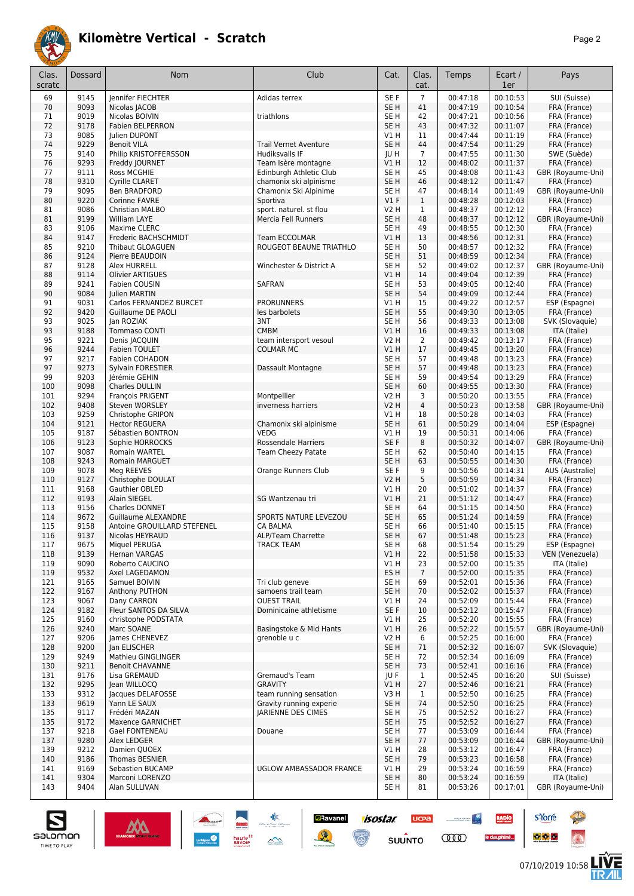# Kilomètre Vertical - Scratch

| Clas. scratc | Dossard | Nom | Club | Cat. | Clas. cat. | Temps | Ecart / 1er | Pays |
|---|---|---|---|---|---|---|---|---|
| 69 | 9145 | Jennifer FIECHTER | Adidas terrex | SE F | 7 | 00:47:18 | 00:10:53 | SUI (Suisse) |
| 70 | 9093 | Nicolas JACOB | | SE H | 41 | 00:47:19 | 00:10:54 | FRA (France) |
| 71 | 9019 | Nicolas BOIVIN | triathlons | SE H | 42 | 00:47:21 | 00:10:56 | FRA (France) |
| 72 | 9178 | Fabien BELPERRON | | SE H | 43 | 00:47:32 | 00:11:07 | FRA (France) |
| 73 | 9085 | Julien DUPONT | | V1 H | 11 | 00:47:44 | 00:11:19 | FRA (France) |
| 74 | 9229 | Benoit VILA | Trail Vernet Aventure | SE H | 44 | 00:47:54 | 00:11:29 | FRA (France) |
| 75 | 9140 | Philip KRISTOFFERSSON | Hudiksvalls IF | JU H | 7 | 00:47:55 | 00:11:30 | SWE (Suède) |
| 76 | 9293 | Freddy JOURNET | Team Isère montagne | V1 H | 12 | 00:48:02 | 00:11:37 | FRA (France) |
| 77 | 9111 | Ross MCGHIE | Edinburgh Athletic Club | SE H | 45 | 00:48:08 | 00:11:43 | GBR (Royaume-Uni) |
| 78 | 9310 | Cyrille CLARET | chamonix ski alpinisme | SE H | 46 | 00:48:12 | 00:11:47 | FRA (France) |
| 79 | 9095 | Ben BRADFORD | Chamonix Ski Alpinime | SE H | 47 | 00:48:14 | 00:11:49 | GBR (Royaume-Uni) |
| 80 | 9220 | Corinne FAVRE | Sportiva | V1 F | 1 | 00:48:28 | 00:12:03 | FRA (France) |
| 81 | 9086 | Christian MALBO | sport. naturel. st flou | V2 H | 1 | 00:48:37 | 00:12:12 | FRA (France) |
| 81 | 9199 | William LAYE | Mercia Fell Runners | SE H | 48 | 00:48:37 | 00:12:12 | GBR (Royaume-Uni) |
| 83 | 9106 | Maxime CLERC | | SE H | 49 | 00:48:55 | 00:12:30 | FRA (France) |
| 84 | 9147 | Frederic BACHSCHMIDT | Team ECCOLMAR | V1 H | 13 | 00:48:56 | 00:12:31 | FRA (France) |
| 85 | 9210 | Thibaut GLOAGUEN | ROUGEOT BEAUNE TRIATHLO | SE H | 50 | 00:48:57 | 00:12:32 | FRA (France) |
| 86 | 9124 | Pierre BEAUDOIN | | SE H | 51 | 00:48:59 | 00:12:34 | FRA (France) |
| 87 | 9128 | Alex HURRELL | Winchester & District A | SE H | 52 | 00:49:02 | 00:12:37 | GBR (Royaume-Uni) |
| 88 | 9114 | Olivier ARTIGUES | | V1 H | 14 | 00:49:04 | 00:12:39 | FRA (France) |
| 89 | 9241 | Fabien COUSIN | SAFRAN | SE H | 53 | 00:49:05 | 00:12:40 | FRA (France) |
| 90 | 9084 | Julien MARTIN | | SE H | 54 | 00:49:09 | 00:12:44 | FRA (France) |
| 91 | 9031 | Carlos FERNANDEZ BURCET | PRORUNNERS | V1 H | 15 | 00:49:22 | 00:12:57 | ESP (Espagne) |
| 92 | 9420 | Guillaume DE PAOLI | les barbolets | SE H | 55 | 00:49:30 | 00:13:05 | FRA (France) |
| 93 | 9025 | Jan ROZIAK | 3NT | SE H | 56 | 00:49:33 | 00:13:08 | SVK (Slovaquie) |
| 93 | 9188 | Tommaso CONTI | CMBM | V1 H | 16 | 00:49:33 | 00:13:08 | ITA (Italie) |
| 95 | 9221 | Denis JACQUIN | team intersport vesoul | V2 H | 2 | 00:49:42 | 00:13:17 | FRA (France) |
| 96 | 9244 | Fabien TOULET | COLMAR MC | V1 H | 17 | 00:49:45 | 00:13:20 | FRA (France) |
| 97 | 9217 | Fabien COHADON | | SE H | 57 | 00:49:48 | 00:13:23 | FRA (France) |
| 97 | 9273 | Sylvain FORESTIER | Dassault Montagne | SE H | 57 | 00:49:48 | 00:13:23 | FRA (France) |
| 99 | 9203 | Jérémie GEHIN | | SE H | 59 | 00:49:54 | 00:13:29 | FRA (France) |
| 100 | 9098 | Charles DULLIN | | SE H | 60 | 00:49:55 | 00:13:30 | FRA (France) |
| 101 | 9294 | François PRIGENT | Montpellier | V2 H | 3 | 00:50:20 | 00:13:55 | FRA (France) |
| 102 | 9408 | Steven WORSLEY | inverness harriers | V2 H | 4 | 00:50:23 | 00:13:58 | GBR (Royaume-Uni) |
| 103 | 9259 | Christophe GRIPON | | V1 H | 18 | 00:50:28 | 00:14:03 | FRA (France) |
| 104 | 9121 | Hector REGUERA | Chamonix ski alpinisme | SE H | 61 | 00:50:29 | 00:14:04 | ESP (Espagne) |
| 105 | 9187 | Sébastien BONTRON | VEDG | V1 H | 19 | 00:50:31 | 00:14:06 | FRA (France) |
| 106 | 9123 | Sophie HORROCKS | Rossendale Harriers | SE F | 8 | 00:50:32 | 00:14:07 | GBR (Royaume-Uni) |
| 107 | 9087 | Romain WARTEL | Team Cheezy Patate | SE H | 62 | 00:50:40 | 00:14:15 | FRA (France) |
| 108 | 9243 | Romain MARGUET | | SE H | 63 | 00:50:55 | 00:14:30 | FRA (France) |
| 109 | 9078 | Meg REEVES | Orange Runners Club | SE F | 9 | 00:50:56 | 00:14:31 | AUS (Australie) |
| 110 | 9127 | Christophe DOULAT | | V2 H | 5 | 00:50:59 | 00:14:34 | FRA (France) |
| 111 | 9168 | Gauthier OBLED | | V1 H | 20 | 00:51:02 | 00:14:37 | FRA (France) |
| 112 | 9193 | Alain SIEGEL | SG Wantzenau tri | V1 H | 21 | 00:51:12 | 00:14:47 | FRA (France) |
| 113 | 9156 | Charles DONNET | | SE H | 64 | 00:51:15 | 00:14:50 | FRA (France) |
| 114 | 9672 | Guillaume ALEXANDRE | SPORTS NATURE LEVEZOU | SE H | 65 | 00:51:24 | 00:14:59 | FRA (France) |
| 115 | 9158 | Antoine GROUILLARD STEFENEL | CA BALMA | SE H | 66 | 00:51:40 | 00:15:15 | FRA (France) |
| 116 | 9137 | Nicolas HEYRAUD | ALP/Team Charrette | SE H | 67 | 00:51:48 | 00:15:23 | FRA (France) |
| 117 | 9675 | Miquel PERUGA | TRACK TEAM | SE H | 68 | 00:51:54 | 00:15:29 | ESP (Espagne) |
| 118 | 9139 | Hernan VARGAS | | V1 H | 22 | 00:51:58 | 00:15:33 | VEN (Venezuela) |
| 119 | 9090 | Roberto CAUCINO | | V1 H | 23 | 00:52:00 | 00:15:35 | ITA (Italie) |
| 119 | 9532 | Axel LAGEDAMON | | ES H | 7 | 00:52:00 | 00:15:35 | FRA (France) |
| 121 | 9165 | Samuel BOIVIN | Tri club geneve | SE H | 69 | 00:52:01 | 00:15:36 | FRA (France) |
| 122 | 9167 | Anthony PUTHON | samoens trail team | SE H | 70 | 00:52:02 | 00:15:37 | FRA (France) |
| 123 | 9067 | Dany CARRON | OUEST TRAIL | V1 H | 24 | 00:52:09 | 00:15:44 | FRA (France) |
| 124 | 9182 | Fleur SANTOS DA SILVA | Dominicaine athletisme | SE F | 10 | 00:52:12 | 00:15:47 | FRA (France) |
| 125 | 9160 | christophe PODSTATA | | V1 H | 25 | 00:52:20 | 00:15:55 | FRA (France) |
| 126 | 9240 | Marc SOANE | Basingstoke & Mid Hants | V1 H | 26 | 00:52:22 | 00:15:57 | GBR (Royaume-Uni) |
| 127 | 9206 | James CHENEVEZ | grenoble u c | V2 H | 6 | 00:52:25 | 00:16:00 | FRA (France) |
| 128 | 9200 | Jan ELISCHER | | SE H | 71 | 00:52:32 | 00:16:07 | SVK (Slovaquie) |
| 129 | 9249 | Mathieu GINGLINGER | | SE H | 72 | 00:52:34 | 00:16:09 | FRA (France) |
| 130 | 9211 | Benoit CHAVANNE | | SE H | 73 | 00:52:41 | 00:16:16 | FRA (France) |
| 131 | 9176 | Lisa GREMAUD | Gremaud's Team | JU F | 1 | 00:52:45 | 00:16:20 | SUI (Suisse) |
| 132 | 9295 | Jean WILLOCQ | GRAVITY | V1 H | 27 | 00:52:46 | 00:16:21 | FRA (France) |
| 133 | 9312 | Jacques DELAFOSSE | team running sensation | V3 H | 1 | 00:52:50 | 00:16:25 | FRA (France) |
| 133 | 9619 | Yann LE SAUX | Gravity running experie | SE H | 74 | 00:52:50 | 00:16:25 | FRA (France) |
| 135 | 9117 | Frédéri MAZAN | JARIENNE DES CIMES | SE H | 75 | 00:52:52 | 00:16:27 | FRA (France) |
| 135 | 9172 | Maxence GARNICHET | | SE H | 75 | 00:52:52 | 00:16:27 | FRA (France) |
| 137 | 9218 | Gael FONTENEAU | Douane | SE H | 77 | 00:53:09 | 00:16:44 | FRA (France) |
| 137 | 9280 | Alex LEDGER | | SE H | 77 | 00:53:09 | 00:16:44 | GBR (Royaume-Uni) |
| 139 | 9212 | Damien QUOEX | | V1 H | 28 | 00:53:12 | 00:16:47 | FRA (France) |
| 140 | 9186 | Thomas BESNIER | | SE H | 79 | 00:53:23 | 00:16:58 | FRA (France) |
| 141 | 9169 | Sebastien BUCAMP | UGLOW AMBASSADOR FRANCE | V1 H | 29 | 00:53:24 | 00:16:59 | FRA (France) |
| 141 | 9304 | Marconi LORENZO | | SE H | 80 | 00:53:24 | 00:16:59 | ITA (Italie) |
| 143 | 9404 | Alan SULLIVAN | | SE H | 81 | 00:53:26 | 00:17:01 | GBR (Royaume-Uni) |

07/10/2019 10:58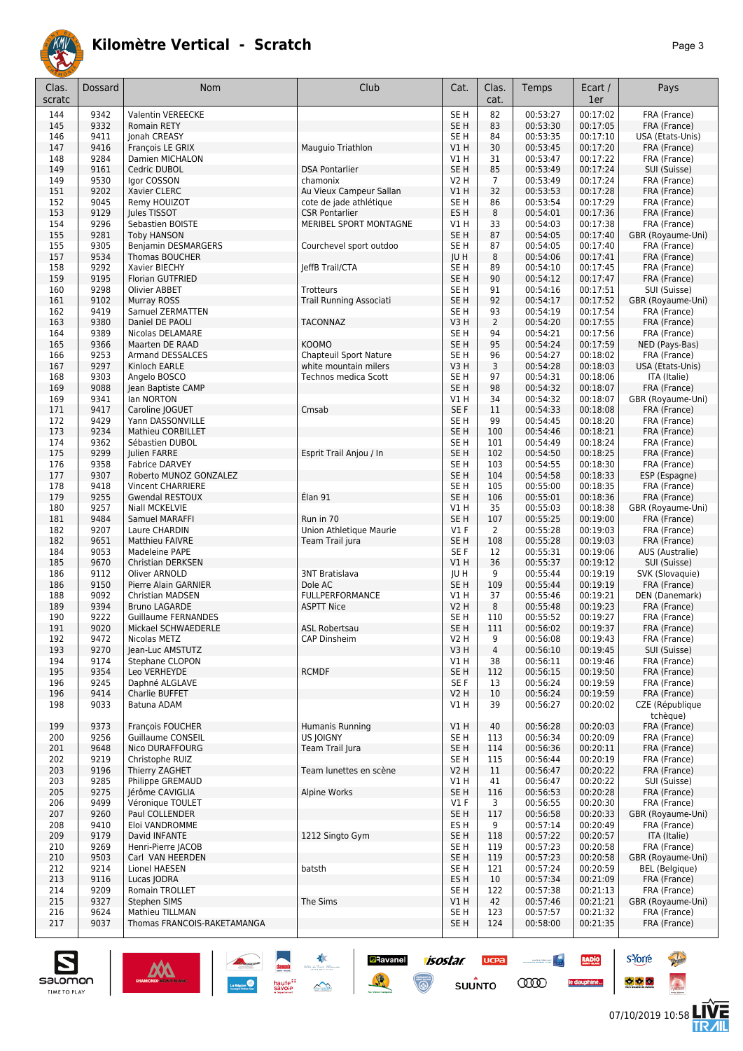# Kilomètre Vertical - Scratch

| Clas. scratc | Dossard | Nom | Club | Cat. | Clas. cat. | Temps | Ecart / 1er | Pays |
|---|---|---|---|---|---|---|---|---|
| 144 | 9342 | Valentin VEREECKE | | SE H | 82 | 00:53:27 | 00:17:02 | FRA (France) |
| 145 | 9332 | Romain RETY | | SE H | 83 | 00:53:30 | 00:17:05 | FRA (France) |
| 146 | 9411 | Jonah CREASY | | SE H | 84 | 00:53:35 | 00:17:10 | USA (Etats-Unis) |
| 147 | 9416 | François LE GRIX | Mauguio Triathlon | V1 H | 30 | 00:53:45 | 00:17:20 | FRA (France) |
| 148 | 9284 | Damien MICHALON | | V1 H | 31 | 00:53:47 | 00:17:22 | FRA (France) |
| 149 | 9161 | Cedric DUBOL | DSA Pontarlier | SE H | 85 | 00:53:49 | 00:17:24 | SUI (Suisse) |
| 149 | 9530 | Igor COSSON | chamonix | V2 H | 7 | 00:53:49 | 00:17:24 | FRA (France) |
| 151 | 9202 | Xavier CLERC | Au Vieux Campeur Sallan | V1 H | 32 | 00:53:53 | 00:17:28 | FRA (France) |
| 152 | 9045 | Remy HOUIZOT | cote de jade athlétique | SE H | 86 | 00:53:54 | 00:17:29 | FRA (France) |
| 153 | 9129 | Jules TISSOT | CSR Pontarlier | ES H | 8 | 00:54:01 | 00:17:36 | FRA (France) |
| 154 | 9296 | Sebastien BOISTE | MERIBEL SPORT MONTAGNE | V1 H | 33 | 00:54:03 | 00:17:38 | FRA (France) |
| 155 | 9281 | Toby HANSON | | SE H | 87 | 00:54:05 | 00:17:40 | GBR (Royaume-Uni) |
| 155 | 9305 | Benjamin DESMARGERS | Courchevel sport outdoo | SE H | 87 | 00:54:05 | 00:17:40 | FRA (France) |
| 157 | 9534 | Thomas BOUCHER | | JU H | 8 | 00:54:06 | 00:17:41 | FRA (France) |
| 158 | 9292 | Xavier BIECHY | JeffB Trail/CTA | SE H | 89 | 00:54:10 | 00:17:45 | FRA (France) |
| 159 | 9195 | Florian GUTFRIED | | SE H | 90 | 00:54:12 | 00:17:47 | FRA (France) |
| 160 | 9298 | Olivier ABBET | Trotteurs | SE H | 91 | 00:54:16 | 00:17:51 | SUI (Suisse) |
| 161 | 9102 | Murray ROSS | Trail Running Associati | SE H | 92 | 00:54:17 | 00:17:52 | GBR (Royaume-Uni) |
| 162 | 9419 | Samuel ZERMATTEN | | SE H | 93 | 00:54:19 | 00:17:54 | FRA (France) |
| 163 | 9380 | Daniel DE PAOLI | TACONNAZ | V3 H | 2 | 00:54:20 | 00:17:55 | FRA (France) |
| 164 | 9389 | Nicolas DELAMARE | | SE H | 94 | 00:54:21 | 00:17:56 | FRA (France) |
| 165 | 9366 | Maarten DE RAAD | KOOMO | SE H | 95 | 00:54:24 | 00:17:59 | NED (Pays-Bas) |
| 166 | 9253 | Armand DESSALCES | Chapteuil Sport Nature | SE H | 96 | 00:54:27 | 00:18:02 | FRA (France) |
| 167 | 9297 | Kinloch EARLE | white mountain milers | V3 H | 3 | 00:54:28 | 00:18:03 | USA (Etats-Unis) |
| 168 | 9303 | Angelo BOSCO | Technos medica Scott | SE H | 97 | 00:54:31 | 00:18:06 | ITA (Italie) |
| 169 | 9088 | Jean Baptiste CAMP | | SE H | 98 | 00:54:32 | 00:18:07 | FRA (France) |
| 169 | 9341 | Ian NORTON | | V1 H | 34 | 00:54:32 | 00:18:07 | GBR (Royaume-Uni) |
| 171 | 9417 | Caroline JOGUET | Cmsab | SE F | 11 | 00:54:33 | 00:18:08 | FRA (France) |
| 172 | 9429 | Yann DASSONVILLE | | SE H | 99 | 00:54:45 | 00:18:20 | FRA (France) |
| 173 | 9234 | Mathieu CORBILLET | | SE H | 100 | 00:54:46 | 00:18:21 | FRA (France) |
| 174 | 9362 | Sébastien DUBOL | | SE H | 101 | 00:54:49 | 00:18:24 | FRA (France) |
| 175 | 9299 | Julien FARRE | Esprit Trail Anjou / In | SE H | 102 | 00:54:50 | 00:18:25 | FRA (France) |
| 176 | 9358 | Fabrice DARVEY | | SE H | 103 | 00:54:55 | 00:18:30 | FRA (France) |
| 177 | 9307 | Roberto MUNOZ GONZALEZ | | SE H | 104 | 00:54:58 | 00:18:33 | ESP (Espagne) |
| 178 | 9418 | Vincent CHARRIERE | | SE H | 105 | 00:55:00 | 00:18:35 | FRA (France) |
| 179 | 9255 | Gwendal RESTOUX | Élan 91 | SE H | 106 | 00:55:01 | 00:18:36 | FRA (France) |
| 180 | 9257 | Niall MCKELVIE | | V1 H | 35 | 00:55:03 | 00:18:38 | GBR (Royaume-Uni) |
| 181 | 9484 | Samuel MARAFFI | Run in 70 | SE H | 107 | 00:55:25 | 00:19:00 | FRA (France) |
| 182 | 9207 | Laure CHARDIN | Union Athletique Maurie | V1 F | 2 | 00:55:28 | 00:19:03 | FRA (France) |
| 182 | 9651 | Matthieu FAIVRE | Team Trail jura | SE H | 108 | 00:55:28 | 00:19:03 | FRA (France) |
| 184 | 9053 | Madeleine PAPE | | SE F | 12 | 00:55:31 | 00:19:06 | AUS (Australie) |
| 185 | 9670 | Christian DERKSEN | | V1 H | 36 | 00:55:37 | 00:19:12 | SUI (Suisse) |
| 186 | 9112 | Oliver ARNOLD | 3NT Bratislava | JU H | 9 | 00:55:44 | 00:19:19 | SVK (Slovaquie) |
| 186 | 9150 | Pierre Alain GARNIER | Dole AC | SE H | 109 | 00:55:44 | 00:19:19 | FRA (France) |
| 188 | 9092 | Christian MADSEN | FULLPERFORMANCE | V1 H | 37 | 00:55:46 | 00:19:21 | DEN (Danemark) |
| 189 | 9394 | Bruno LAGARDE | ASPTT Nice | V2 H | 8 | 00:55:48 | 00:19:23 | FRA (France) |
| 190 | 9222 | Guillaume FERNANDES | | SE H | 110 | 00:55:52 | 00:19:27 | FRA (France) |
| 191 | 9020 | Mickael SCHWAEDERLE | ASL Robertsau | SE H | 111 | 00:56:02 | 00:19:37 | FRA (France) |
| 192 | 9472 | Nicolas METZ | CAP Dinsheim | V2 H | 9 | 00:56:08 | 00:19:43 | FRA (France) |
| 193 | 9270 | Jean-Luc AMSTUTZ | | V3 H | 4 | 00:56:10 | 00:19:45 | SUI (Suisse) |
| 194 | 9174 | Stephane CLOPON | | V1 H | 38 | 00:56:11 | 00:19:46 | FRA (France) |
| 195 | 9354 | Leo VERHEYDE | RCMDF | SE H | 112 | 00:56:15 | 00:19:50 | FRA (France) |
| 196 | 9245 | Daphné ALGLAVE | | SE F | 13 | 00:56:24 | 00:19:59 | FRA (France) |
| 196 | 9414 | Charlie BUFFET | | V2 H | 10 | 00:56:24 | 00:19:59 | FRA (France) |
| 198 | 9033 | Batuna ADAM | | V1 H | 39 | 00:56:27 | 00:20:02 | CZE (République tchèque) |
| 199 | 9373 | François FOUCHER | Humanis Running | V1 H | 40 | 00:56:28 | 00:20:03 | FRA (France) |
| 200 | 9256 | Guillaume CONSEIL | US JOIGNY | SE H | 113 | 00:56:34 | 00:20:09 | FRA (France) |
| 201 | 9648 | Nico DURAFFOURG | Team Trail Jura | SE H | 114 | 00:56:36 | 00:20:11 | FRA (France) |
| 202 | 9219 | Christophe RUIZ | | SE H | 115 | 00:56:44 | 00:20:19 | FRA (France) |
| 203 | 9196 | Thierry ZAGHET | Team lunettes en scène | V2 H | 11 | 00:56:47 | 00:20:22 | FRA (France) |
| 203 | 9285 | Philippe GREMAUD | | V1 H | 41 | 00:56:47 | 00:20:22 | SUI (Suisse) |
| 205 | 9275 | Jérôme CAVIGLIA | Alpine Works | SE H | 116 | 00:56:53 | 00:20:28 | FRA (France) |
| 206 | 9499 | Véronique TOULET | | V1 F | 3 | 00:56:55 | 00:20:30 | FRA (France) |
| 207 | 9260 | Paul COLLENDER | | SE H | 117 | 00:56:58 | 00:20:33 | GBR (Royaume-Uni) |
| 208 | 9410 | Eloi VANDROMME | | ES H | 9 | 00:57:14 | 00:20:49 | FRA (France) |
| 209 | 9179 | David INFANTE | 1212 Singto Gym | SE H | 118 | 00:57:22 | 00:20:57 | ITA (Italie) |
| 210 | 9269 | Henri-Pierre JACOB | | SE H | 119 | 00:57:23 | 00:20:58 | FRA (France) |
| 210 | 9503 | Carl VAN HEERDEN | | SE H | 119 | 00:57:23 | 00:20:58 | GBR (Royaume-Uni) |
| 212 | 9214 | Lionel HAESEN | batsth | SE H | 121 | 00:57:24 | 00:20:59 | BEL (Belgique) |
| 213 | 9116 | Lucas JODRA | | ES H | 10 | 00:57:34 | 00:21:09 | FRA (France) |
| 214 | 9209 | Romain TROLLET | | SE H | 122 | 00:57:38 | 00:21:13 | FRA (France) |
| 215 | 9327 | Stephen SIMS | The Sims | V1 H | 42 | 00:57:46 | 00:21:21 | GBR (Royaume-Uni) |
| 216 | 9624 | Mathieu TILLMAN | | SE H | 123 | 00:57:57 | 00:21:32 | FRA (France) |
| 217 | 9037 | Thomas FRANCOIS-RAKETAMANGA | | SE H | 124 | 00:58:00 | 00:21:35 | FRA (France) |

07/10/2019 10:58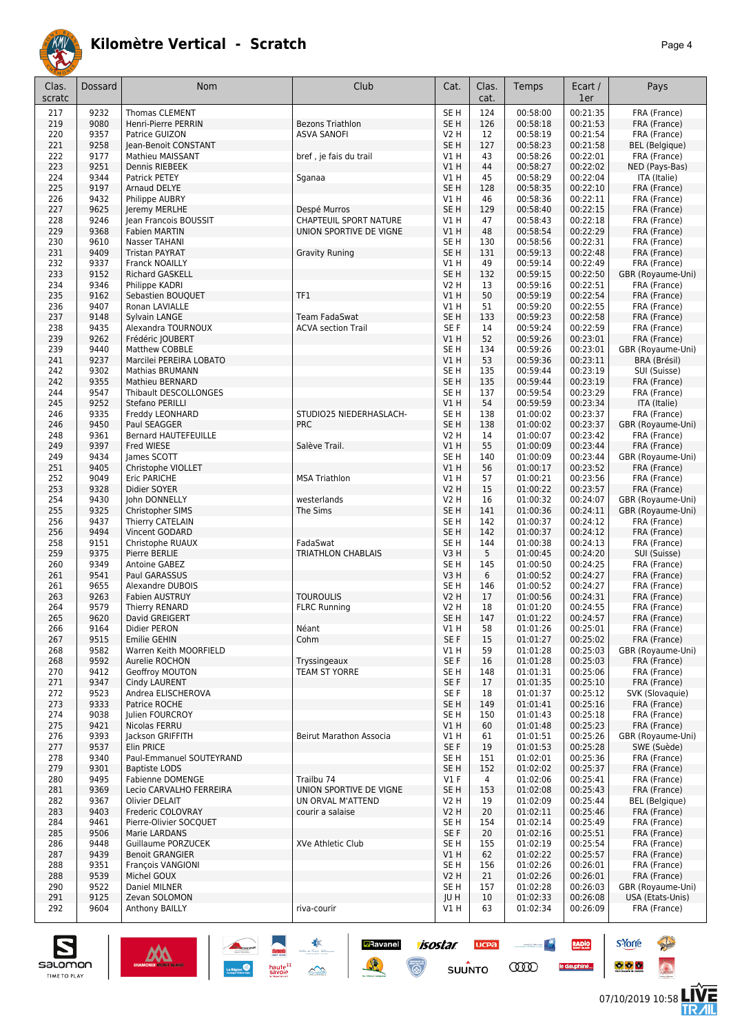# Kilomètre Vertical - Scratch

| Clas. scratc | Dossard | Nom | Club | Cat. | Clas. cat. | Temps | Ecart / 1er | Pays |
|---|---|---|---|---|---|---|---|---|
| 217 | 9232 | Thomas CLEMENT | | SE H | 124 | 00:58:00 | 00:21:35 | FRA (France) |
| 219 | 9080 | Henri-Pierre PERRIN | Bezons Triathlon | SE H | 126 | 00:58:18 | 00:21:53 | FRA (France) |
| 220 | 9357 | Patrice GUIZON | ASVA SANOFI | V2 H | 12 | 00:58:19 | 00:21:54 | FRA (France) |
| 221 | 9258 | Jean-Benoit CONSTANT | | SE H | 127 | 00:58:23 | 00:21:58 | BEL (Belgique) |
| 222 | 9177 | Mathieu MAISSANT | bref , je fais du trail | V1 H | 43 | 00:58:26 | 00:22:01 | FRA (France) |
| 223 | 9251 | Dennis RIEBEEK | | V1 H | 44 | 00:58:27 | 00:22:02 | NED (Pays-Bas) |
| 224 | 9344 | Patrick PETEY | Sganaa | V1 H | 45 | 00:58:29 | 00:22:04 | ITA (Italie) |
| 225 | 9197 | Arnaud DELYE | | SE H | 128 | 00:58:35 | 00:22:10 | FRA (France) |
| 226 | 9432 | Philippe AUBRY | | V1 H | 46 | 00:58:36 | 00:22:11 | FRA (France) |
| 227 | 9625 | Jeremy MERLHE | Despé Murros | SE H | 129 | 00:58:40 | 00:22:15 | FRA (France) |
| 228 | 9246 | Jean Francois BOUSSIT | CHAPTEUIL SPORT NATURE | V1 H | 47 | 00:58:43 | 00:22:18 | FRA (France) |
| 229 | 9368 | Fabien MARTIN | UNION SPORTIVE DE VIGNE | V1 H | 48 | 00:58:54 | 00:22:29 | FRA (France) |
| 230 | 9610 | Nasser TAHANI | | SE H | 130 | 00:58:56 | 00:22:31 | FRA (France) |
| 231 | 9409 | Tristan PAYRAT | Gravity Runing | SE H | 131 | 00:59:13 | 00:22:48 | FRA (France) |
| 232 | 9337 | Franck NOAILLY | | V1 H | 49 | 00:59:14 | 00:22:49 | FRA (France) |
| 233 | 9152 | Richard GASKELL | | SE H | 132 | 00:59:15 | 00:22:50 | GBR (Royaume-Uni) |
| 234 | 9346 | Philippe KADRI | | V2 H | 13 | 00:59:16 | 00:22:51 | FRA (France) |
| 235 | 9162 | Sebastien BOUQUET | TF1 | V1 H | 50 | 00:59:19 | 00:22:54 | FRA (France) |
| 236 | 9407 | Ronan LAVIALLE | | V1 H | 51 | 00:59:20 | 00:22:55 | FRA (France) |
| 237 | 9148 | Sylvain LANGE | Team FadaSwat | SE H | 133 | 00:59:23 | 00:22:58 | FRA (France) |
| 238 | 9435 | Alexandra TOURNOUX | ACVA section Trail | SE F | 14 | 00:59:24 | 00:22:59 | FRA (France) |
| 239 | 9262 | Frédéric JOUBERT | | V1 H | 52 | 00:59:26 | 00:23:01 | FRA (France) |
| 239 | 9440 | Matthew COBBLE | | SE H | 134 | 00:59:26 | 00:23:01 | GBR (Royaume-Uni) |
| 241 | 9237 | Marcilei PEREIRA LOBATO | | V1 H | 53 | 00:59:36 | 00:23:11 | BRA (Brésil) |
| 242 | 9302 | Mathias BRUMANN | | SE H | 135 | 00:59:44 | 00:23:19 | SUI (Suisse) |
| 242 | 9355 | Mathieu BERNARD | | SE H | 135 | 00:59:44 | 00:23:19 | FRA (France) |
| 244 | 9547 | Thibault DESCOLLONGES | | SE H | 137 | 00:59:54 | 00:23:29 | FRA (France) |
| 245 | 9252 | Stefano PERILLI | | V1 H | 54 | 00:59:59 | 00:23:34 | ITA (Italie) |
| 246 | 9335 | Freddy LEONHARD | STUDIO25 NIEDERHASLACH- | SE H | 138 | 01:00:02 | 00:23:37 | FRA (France) |
| 246 | 9450 | Paul SEAGGER | PRC | SE H | 138 | 01:00:02 | 00:23:37 | GBR (Royaume-Uni) |
| 248 | 9361 | Bernard HAUTEFEUILLE | | V2 H | 14 | 01:00:07 | 00:23:42 | FRA (France) |
| 249 | 9397 | Fred WIESE | Salève Trail. | V1 H | 55 | 01:00:09 | 00:23:44 | FRA (France) |
| 249 | 9434 | James SCOTT | | SE H | 140 | 01:00:09 | 00:23:44 | GBR (Royaume-Uni) |
| 251 | 9405 | Christophe VIOLLET | | V1 H | 56 | 01:00:17 | 00:23:52 | FRA (France) |
| 252 | 9049 | Eric PARICHE | MSA Triathlon | V1 H | 57 | 01:00:21 | 00:23:56 | FRA (France) |
| 253 | 9328 | Didier SOYER | | V2 H | 15 | 01:00:22 | 00:23:57 | FRA (France) |
| 254 | 9430 | John DONNELLY | westerlands | V2 H | 16 | 01:00:32 | 00:24:07 | GBR (Royaume-Uni) |
| 255 | 9325 | Christopher SIMS | The Sims | SE H | 141 | 01:00:36 | 00:24:11 | GBR (Royaume-Uni) |
| 256 | 9437 | Thierry CATELAIN | | SE H | 142 | 01:00:37 | 00:24:12 | FRA (France) |
| 256 | 9494 | Vincent GODARD | | SE H | 142 | 01:00:37 | 00:24:12 | FRA (France) |
| 258 | 9151 | Christophe RUAUX | FadaSwat | SE H | 144 | 01:00:38 | 00:24:13 | FRA (France) |
| 259 | 9375 | Pierre BERLIE | TRIATHLON CHABLAIS | V3 H | 5 | 01:00:45 | 00:24:20 | SUI (Suisse) |
| 260 | 9349 | Antoine GABEZ | | SE H | 145 | 01:00:50 | 00:24:25 | FRA (France) |
| 261 | 9541 | Paul GARASSUS | | V3 H | 6 | 01:00:52 | 00:24:27 | FRA (France) |
| 261 | 9655 | Alexandre DUBOIS | | SE H | 146 | 01:00:52 | 00:24:27 | FRA (France) |
| 263 | 9263 | Fabien AUSTRUY | TOUROULIS | V2 H | 17 | 01:00:56 | 00:24:31 | FRA (France) |
| 264 | 9579 | Thierry RENARD | FLRC Running | V2 H | 18 | 01:01:20 | 00:24:55 | FRA (France) |
| 265 | 9620 | David GREIGERT | | SE H | 147 | 01:01:22 | 00:24:57 | FRA (France) |
| 266 | 9164 | Didier PERON | Néant | V1 H | 58 | 01:01:26 | 00:25:01 | FRA (France) |
| 267 | 9515 | Emilie GEHIN | Cohm | SE F | 15 | 01:01:27 | 00:25:02 | FRA (France) |
| 268 | 9582 | Warren Keith MOORFIELD | | V1 H | 59 | 01:01:28 | 00:25:03 | GBR (Royaume-Uni) |
| 268 | 9592 | Aurelie ROCHON | Tryssingeaux | SE F | 16 | 01:01:28 | 00:25:03 | FRA (France) |
| 270 | 9412 | Geoffroy MOUTON | TEAM ST YORRE | SE H | 148 | 01:01:31 | 00:25:06 | FRA (France) |
| 271 | 9347 | Cindy LAURENT | | SE F | 17 | 01:01:35 | 00:25:10 | FRA (France) |
| 272 | 9523 | Andrea ELISCHEROVA | | SE F | 18 | 01:01:37 | 00:25:12 | SVK (Slovaquie) |
| 273 | 9333 | Patrice ROCHE | | SE H | 149 | 01:01:41 | 00:25:16 | FRA (France) |
| 274 | 9038 | Julien FOURCROY | | SE H | 150 | 01:01:43 | 00:25:18 | FRA (France) |
| 275 | 9421 | Nicolas FERRU | | V1 H | 60 | 01:01:48 | 00:25:23 | FRA (France) |
| 276 | 9393 | Jackson GRIFFITH | Beirut Marathon Associa | V1 H | 61 | 01:01:51 | 00:25:26 | GBR (Royaume-Uni) |
| 277 | 9537 | Elin PRICE | | SE F | 19 | 01:01:53 | 00:25:28 | SWE (Suède) |
| 278 | 9340 | Paul-Emmanuel SOUTEYRAND | | SE H | 151 | 01:02:01 | 00:25:36 | FRA (France) |
| 279 | 9301 | Baptiste LODS | | SE H | 152 | 01:02:02 | 00:25:37 | FRA (France) |
| 280 | 9495 | Fabienne DOMENGE | Trailbu 74 | V1 F | 4 | 01:02:06 | 00:25:41 | FRA (France) |
| 281 | 9369 | Lecio CARVALHO FERREIRA | UNION SPORTIVE DE VIGNE | SE H | 153 | 01:02:08 | 00:25:43 | FRA (France) |
| 282 | 9367 | Olivier DELAIT | UN ORVAL M'ATTEND | V2 H | 19 | 01:02:09 | 00:25:44 | BEL (Belgique) |
| 283 | 9403 | Frederic COLOVRAY | courir a salaise | V2 H | 20 | 01:02:11 | 00:25:46 | FRA (France) |
| 284 | 9461 | Pierre-Olivier SOCQUET | | SE H | 154 | 01:02:14 | 00:25:49 | FRA (France) |
| 285 | 9506 | Marie LARDANS | | SE F | 20 | 01:02:16 | 00:25:51 | FRA (France) |
| 286 | 9448 | Guillaume PORZUCEK | XVe Athletic Club | SE H | 155 | 01:02:19 | 00:25:54 | FRA (France) |
| 287 | 9439 | Benoit GRANGIER | | V1 H | 62 | 01:02:22 | 00:25:57 | FRA (France) |
| 288 | 9351 | François VANGIONI | | SE H | 156 | 01:02:26 | 00:26:01 | FRA (France) |
| 288 | 9539 | Michel GOUX | | V2 H | 21 | 01:02:26 | 00:26:01 | FRA (France) |
| 290 | 9522 | Daniel MILNER | | SE H | 157 | 01:02:28 | 00:26:03 | GBR (Royaume-Uni) |
| 291 | 9125 | Zevan SOLOMON | | JU H | 10 | 01:02:33 | 00:26:08 | USA (Etats-Unis) |
| 292 | 9604 | Anthony BAILLY | riva-courir | V1 H | 63 | 01:02:34 | 00:26:09 | FRA (France) |

07/10/2019 10:58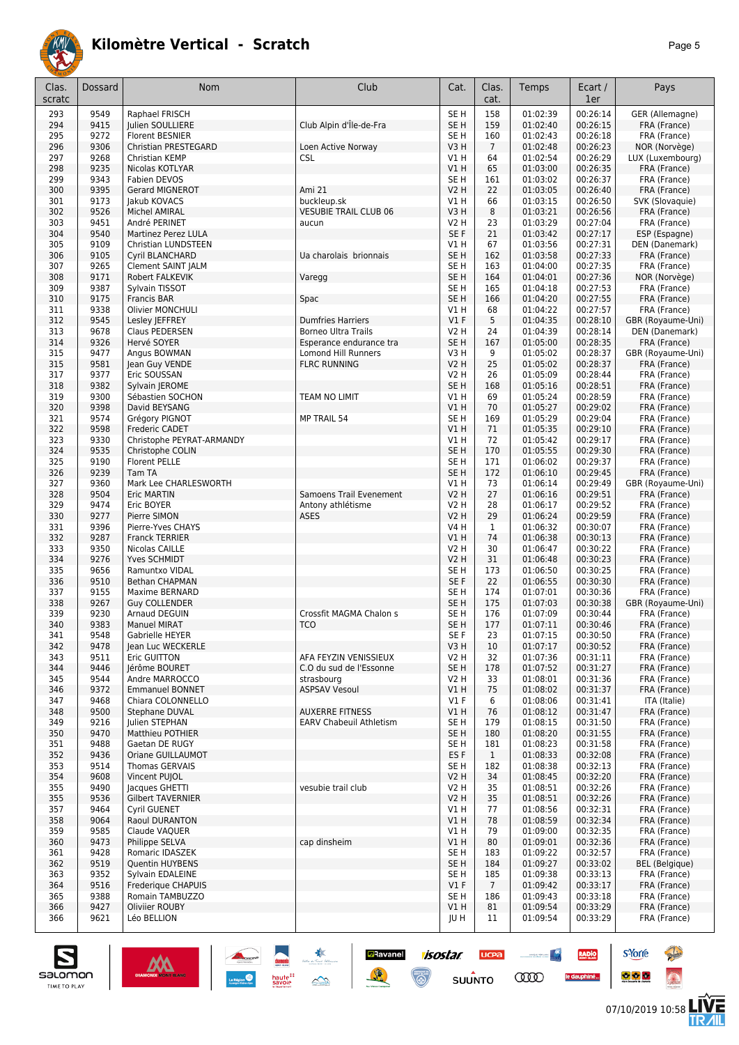# Kilomètre Vertical - Scratch

| Clas. scratc | Dossard | Nom | Club | Cat. | Clas. cat. | Temps | Ecart / 1er | Pays |
|---|---|---|---|---|---|---|---|---|
| 293 | 9549 | Raphael FRISCH | | SE H | 158 | 01:02:39 | 00:26:14 | GER (Allemagne) |
| 294 | 9415 | Julien SOULLIERE | Club Alpin d'Île-de-Fra | SE H | 159 | 01:02:40 | 00:26:15 | FRA (France) |
| 295 | 9272 | Florent BESNIER | | SE H | 160 | 01:02:43 | 00:26:18 | FRA (France) |
| 296 | 9306 | Christian PRESTEGARD | Loen Active Norway | V3 H | 7 | 01:02:48 | 00:26:23 | NOR (Norvège) |
| 297 | 9268 | Christian KEMP | CSL | V1 H | 64 | 01:02:54 | 00:26:29 | LUX (Luxembourg) |
| 298 | 9235 | Nicolas KOTLYAR | | V1 H | 65 | 01:03:00 | 00:26:35 | FRA (France) |
| 299 | 9343 | Fabien DEVOS | | SE H | 161 | 01:03:02 | 00:26:37 | FRA (France) |
| 300 | 9395 | Gerard MIGNEROT | Ami 21 | V2 H | 22 | 01:03:05 | 00:26:40 | FRA (France) |
| 301 | 9173 | Jakub KOVACS | buckleup.sk | V1 H | 66 | 01:03:15 | 00:26:50 | SVK (Slovaquie) |
| 302 | 9526 | Michel AMIRAL | VESUBIE TRAIL CLUB 06 | V3 H | 8 | 01:03:21 | 00:26:56 | FRA (France) |
| 303 | 9451 | André PERINET | aucun | V2 H | 23 | 01:03:29 | 00:27:04 | FRA (France) |
| 304 | 9540 | Martinez Perez LULA | | SE F | 21 | 01:03:42 | 00:27:17 | ESP (Espagne) |
| 305 | 9109 | Christian LUNDSTEEN | | V1 H | 67 | 01:03:56 | 00:27:31 | DEN (Danemark) |
| 306 | 9105 | Cyril BLANCHARD | Ua charolais brionnais | SE H | 162 | 01:03:58 | 00:27:33 | FRA (France) |
| 307 | 9265 | Clement SAINT JALM | | SE H | 163 | 01:04:00 | 00:27:35 | FRA (France) |
| 308 | 9171 | Robert FALKEVIK | Varegg | SE H | 164 | 01:04:01 | 00:27:36 | NOR (Norvège) |
| 309 | 9387 | Sylvain TISSOT | | SE H | 165 | 01:04:18 | 00:27:53 | FRA (France) |
| 310 | 9175 | Francis BAR | Spac | SE H | 166 | 01:04:20 | 00:27:55 | FRA (France) |
| 311 | 9338 | Olivier MONCHULI | | V1 H | 68 | 01:04:22 | 00:27:57 | FRA (France) |
| 312 | 9545 | Lesley JEFFREY | Dumfries Harriers | V1 F | 5 | 01:04:35 | 00:28:10 | GBR (Royaume-Uni) |
| 313 | 9678 | Claus PEDERSEN | Borneo Ultra Trails | V2 H | 24 | 01:04:39 | 00:28:14 | DEN (Danemark) |
| 314 | 9326 | Hervé SOYER | Esperance endurance tra | SE H | 167 | 01:05:00 | 00:28:35 | FRA (France) |
| 315 | 9477 | Angus BOWMAN | Lomond Hill Runners | V3 H | 9 | 01:05:02 | 00:28:37 | GBR (Royaume-Uni) |
| 315 | 9581 | Jean Guy VENDE | FLRC RUNNING | V2 H | 25 | 01:05:02 | 00:28:37 | FRA (France) |
| 317 | 9377 | Eric SOUSSAN | | V2 H | 26 | 01:05:09 | 00:28:44 | FRA (France) |
| 318 | 9382 | Sylvain JEROME | | SE H | 168 | 01:05:16 | 00:28:51 | FRA (France) |
| 319 | 9300 | Sébastien SOCHON | TEAM NO LIMIT | V1 H | 69 | 01:05:24 | 00:28:59 | FRA (France) |
| 320 | 9398 | David BEYSANG | | V1 H | 70 | 01:05:27 | 00:29:02 | FRA (France) |
| 321 | 9574 | Grégory PIGNOT | MP TRAIL 54 | SE H | 169 | 01:05:29 | 00:29:04 | FRA (France) |
| 322 | 9598 | Frederic CADET | | V1 H | 71 | 01:05:35 | 00:29:10 | FRA (France) |
| 323 | 9330 | Christophe PEYRAT-ARMANDY | | V1 H | 72 | 01:05:42 | 00:29:17 | FRA (France) |
| 324 | 9535 | Christophe COLIN | | SE H | 170 | 01:05:55 | 00:29:30 | FRA (France) |
| 325 | 9190 | Florent PELLE | | SE H | 171 | 01:06:02 | 00:29:37 | FRA (France) |
| 326 | 9239 | Tam TA | | SE H | 172 | 01:06:10 | 00:29:45 | FRA (France) |
| 327 | 9360 | Mark Lee CHARLESWORTH | | V1 H | 73 | 01:06:14 | 00:29:49 | GBR (Royaume-Uni) |
| 328 | 9504 | Eric MARTIN | Samoens Trail Evenement | V2 H | 27 | 01:06:16 | 00:29:51 | FRA (France) |
| 329 | 9474 | Eric BOYER | Antony athlétisme | V2 H | 28 | 01:06:17 | 00:29:52 | FRA (France) |
| 330 | 9277 | Pierre SIMON | ASES | V2 H | 29 | 01:06:24 | 00:29:59 | FRA (France) |
| 331 | 9396 | Pierre-Yves CHAYS | | V4 H | 1 | 01:06:32 | 00:30:07 | FRA (France) |
| 332 | 9287 | Franck TERRIER | | V1 H | 74 | 01:06:38 | 00:30:13 | FRA (France) |
| 333 | 9350 | Nicolas CAILLE | | V2 H | 30 | 01:06:47 | 00:30:22 | FRA (France) |
| 334 | 9276 | Yves SCHMIDT | | V2 H | 31 | 01:06:48 | 00:30:23 | FRA (France) |
| 335 | 9656 | Ramuntxo VIDAL | | SE H | 173 | 01:06:50 | 00:30:25 | FRA (France) |
| 336 | 9510 | Bethan CHAPMAN | | SE F | 22 | 01:06:55 | 00:30:30 | FRA (France) |
| 337 | 9155 | Maxime BERNARD | | SE H | 174 | 01:07:01 | 00:30:36 | FRA (France) |
| 338 | 9267 | Guy COLLENDER | | SE H | 175 | 01:07:03 | 00:30:38 | GBR (Royaume-Uni) |
| 339 | 9230 | Arnaud DEGUIN | Crossfit MAGMA Chalon s | SE H | 176 | 01:07:09 | 00:30:44 | FRA (France) |
| 340 | 9383 | Manuel MIRAT | TCO | SE H | 177 | 01:07:11 | 00:30:46 | FRA (France) |
| 341 | 9548 | Gabrielle HEYER | | SE F | 23 | 01:07:15 | 00:30:50 | FRA (France) |
| 342 | 9478 | Jean Luc WECKERLE | | V3 H | 10 | 01:07:17 | 00:30:52 | FRA (France) |
| 343 | 9511 | Eric GUITTON | AFA FEYZIN VENISSIEUX | V2 H | 32 | 01:07:36 | 00:31:11 | FRA (France) |
| 344 | 9446 | Jérôme BOURET | C.O du sud de l'Essonne | SE H | 178 | 01:07:52 | 00:31:27 | FRA (France) |
| 345 | 9544 | Andre MARROCCO | strasbourg | V2 H | 33 | 01:08:01 | 00:31:36 | FRA (France) |
| 346 | 9372 | Emmanuel BONNET | ASPSAV Vesoul | V1 H | 75 | 01:08:02 | 00:31:37 | FRA (France) |
| 347 | 9468 | Chiara COLONNELLO | | V1 F | 6 | 01:08:06 | 00:31:41 | ITA (Italie) |
| 348 | 9500 | Stephane DUVAL | AUXERRE FITNESS | V1 H | 76 | 01:08:12 | 00:31:47 | FRA (France) |
| 349 | 9216 | Julien STEPHAN | EARV Chabeuil Athletism | SE H | 179 | 01:08:15 | 00:31:50 | FRA (France) |
| 350 | 9470 | Matthieu POTHIER | | SE H | 180 | 01:08:20 | 00:31:55 | FRA (France) |
| 351 | 9488 | Gaetan DE RUGY | | SE H | 181 | 01:08:23 | 00:31:58 | FRA (France) |
| 352 | 9436 | Oriane GUILLAUMOT | | ES F | 1 | 01:08:33 | 00:32:08 | FRA (France) |
| 353 | 9514 | Thomas GERVAIS | | SE H | 182 | 01:08:38 | 00:32:13 | FRA (France) |
| 354 | 9608 | Vincent PUJOL | | V2 H | 34 | 01:08:45 | 00:32:20 | FRA (France) |
| 355 | 9490 | Jacques GHETTI | vesubie trail club | V2 H | 35 | 01:08:51 | 00:32:26 | FRA (France) |
| 355 | 9536 | Gilbert TAVERNIER | | V2 H | 35 | 01:08:51 | 00:32:26 | FRA (France) |
| 357 | 9464 | Cyril GUENET | | V1 H | 77 | 01:08:56 | 00:32:31 | FRA (France) |
| 358 | 9064 | Raoul DURANTON | | V1 H | 78 | 01:08:59 | 00:32:34 | FRA (France) |
| 359 | 9585 | Claude VAQUER | | V1 H | 79 | 01:09:00 | 00:32:35 | FRA (France) |
| 360 | 9473 | Philippe SELVA | cap dinsheim | V1 H | 80 | 01:09:01 | 00:32:36 | FRA (France) |
| 361 | 9428 | Romaric IDASZEK | | SE H | 183 | 01:09:22 | 00:32:57 | FRA (France) |
| 362 | 9519 | Quentin HUYBENS | | SE H | 184 | 01:09:27 | 00:33:02 | BEL (Belgique) |
| 363 | 9352 | Sylvain EDALEINE | | SE H | 185 | 01:09:38 | 00:33:13 | FRA (France) |
| 364 | 9516 | Frederique CHAPUIS | | V1 F | 7 | 01:09:42 | 00:33:17 | FRA (France) |
| 365 | 9388 | Romain TAMBUZZO | | SE H | 186 | 01:09:43 | 00:33:18 | FRA (France) |
| 366 | 9427 | Oliviier ROUBY | | V1 H | 81 | 01:09:54 | 00:33:29 | FRA (France) |
| 366 | 9621 | Léo BELLION | | JU H | 11 | 01:09:54 | 00:33:29 | FRA (France) |

07/10/2019 10:58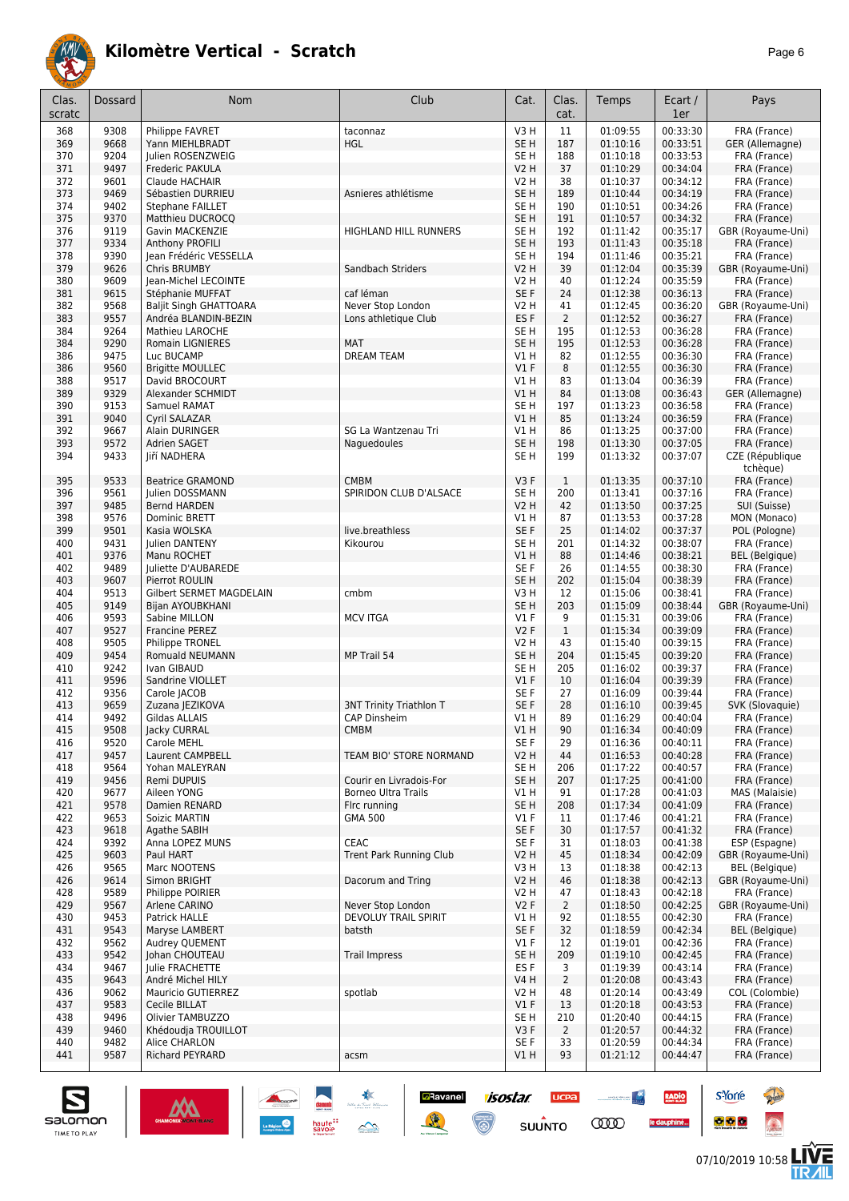# Kilomètre Vertical - Scratch

| Clas. scratc | Dossard | Nom | Club | Cat. | Clas. cat. | Temps | Ecart / 1er | Pays |
|---|---|---|---|---|---|---|---|---|
| 368 | 9308 | Philippe FAVRET | taconnaz | V3 H | 11 | 01:09:55 | 00:33:30 | FRA (France) |
| 369 | 9668 | Yann MIEHLBRADT | HGL | SE H | 187 | 01:10:16 | 00:33:51 | GER (Allemagne) |
| 370 | 9204 | Julien ROSENZWEIG | | SE H | 188 | 01:10:18 | 00:33:53 | FRA (France) |
| 371 | 9497 | Frederic PAKULA | | V2 H | 37 | 01:10:29 | 00:34:04 | FRA (France) |
| 372 | 9601 | Claude HACHAIR | | V2 H | 38 | 01:10:37 | 00:34:12 | FRA (France) |
| 373 | 9469 | Sébastien DURRIEU | Asnieres athlétisme | SE H | 189 | 01:10:44 | 00:34:19 | FRA (France) |
| 374 | 9402 | Stephane FAILLET | | SE H | 190 | 01:10:51 | 00:34:26 | FRA (France) |
| 375 | 9370 | Matthieu DUCROCQ | | SE H | 191 | 01:10:57 | 00:34:32 | FRA (France) |
| 376 | 9119 | Gavin MACKENZIE | HIGHLAND HILL RUNNERS | SE H | 192 | 01:11:42 | 00:35:17 | GBR (Royaume-Uni) |
| 377 | 9334 | Anthony PROFILI | | SE H | 193 | 01:11:43 | 00:35:18 | FRA (France) |
| 378 | 9390 | Jean Frédéric VESSELLA | | SE H | 194 | 01:11:46 | 00:35:21 | FRA (France) |
| 379 | 9626 | Chris BRUMBY | Sandbach Striders | V2 H | 39 | 01:12:04 | 00:35:39 | GBR (Royaume-Uni) |
| 380 | 9609 | Jean-Michel LECOINTE | | V2 H | 40 | 01:12:24 | 00:35:59 | FRA (France) |
| 381 | 9615 | Stéphanie MUFFAT | caf léman | SE F | 24 | 01:12:38 | 00:36:13 | FRA (France) |
| 382 | 9568 | Baljit Singh GHATTOARA | Never Stop London | V2 H | 41 | 01:12:45 | 00:36:20 | GBR (Royaume-Uni) |
| 383 | 9557 | Andréa BLANDIN-BEZIN | Lons athletique Club | ES F | 2 | 01:12:52 | 00:36:27 | FRA (France) |
| 384 | 9264 | Mathieu LAROCHE | | SE H | 195 | 01:12:53 | 00:36:28 | FRA (France) |
| 384 | 9290 | Romain LIGNIERES | MAT | SE H | 195 | 01:12:53 | 00:36:28 | FRA (France) |
| 386 | 9475 | Luc BUCAMP | DREAM TEAM | V1 H | 82 | 01:12:55 | 00:36:30 | FRA (France) |
| 386 | 9560 | Brigitte MOULLEC | | V1 F | 8 | 01:12:55 | 00:36:30 | FRA (France) |
| 388 | 9517 | David BROCOURT | | V1 H | 83 | 01:13:04 | 00:36:39 | FRA (France) |
| 389 | 9329 | Alexander SCHMIDT | | V1 H | 84 | 01:13:08 | 00:36:43 | GER (Allemagne) |
| 390 | 9153 | Samuel RAMAT | | SE H | 197 | 01:13:23 | 00:36:58 | FRA (France) |
| 391 | 9040 | Cyril SALAZAR | | V1 H | 85 | 01:13:24 | 00:36:59 | FRA (France) |
| 392 | 9667 | Alain DURINGER | SG La Wantzenau Tri | V1 H | 86 | 01:13:25 | 00:37:00 | FRA (France) |
| 393 | 9572 | Adrien SAGET | Naguedoules | SE H | 198 | 01:13:30 | 00:37:05 | FRA (France) |
| 394 | 9433 | Jiří NADHERA | | SE H | 199 | 01:13:32 | 00:37:07 | CZE (République tchèque) |
| 395 | 9533 | Beatrice GRAMOND | CMBM | V3 F | 1 | 01:13:35 | 00:37:10 | FRA (France) |
| 396 | 9561 | Julien DOSSMANN | SPIRIDON CLUB D'ALSACE | SE H | 200 | 01:13:41 | 00:37:16 | FRA (France) |
| 397 | 9485 | Bernd HARDEN | | V2 H | 42 | 01:13:50 | 00:37:25 | SUI (Suisse) |
| 398 | 9576 | Dominic BRETT | | V1 H | 87 | 01:13:53 | 00:37:28 | MON (Monaco) |
| 399 | 9501 | Kasia WOLSKA | live.breathless | SE F | 25 | 01:14:02 | 00:37:37 | POL (Pologne) |
| 400 | 9431 | Julien DANTENY | Kikourou | SE H | 201 | 01:14:32 | 00:38:07 | FRA (France) |
| 401 | 9376 | Manu ROCHET | | V1 H | 88 | 01:14:46 | 00:38:21 | BEL (Belgique) |
| 402 | 9489 | Juliette D'AUBAREDE | | SE F | 26 | 01:14:55 | 00:38:30 | FRA (France) |
| 403 | 9607 | Pierrot ROULIN | | SE H | 202 | 01:15:04 | 00:38:39 | FRA (France) |
| 404 | 9513 | Gilbert SERMET MAGDELAIN | cmbm | V3 H | 12 | 01:15:06 | 00:38:41 | FRA (France) |
| 405 | 9149 | Bijan AYOUBKHANI | | SE H | 203 | 01:15:09 | 00:38:44 | GBR (Royaume-Uni) |
| 406 | 9593 | Sabine MILLON | MCV ITGA | V1 F | 9 | 01:15:31 | 00:39:06 | FRA (France) |
| 407 | 9527 | Francine PEREZ | | V2 F | 1 | 01:15:34 | 00:39:09 | FRA (France) |
| 408 | 9505 | Philippe TRONEL | | V2 H | 43 | 01:15:40 | 00:39:15 | FRA (France) |
| 409 | 9454 | Romuald NEUMANN | MP Trail 54 | SE H | 204 | 01:15:45 | 00:39:20 | FRA (France) |
| 410 | 9242 | Ivan GIBAUD | | SE H | 205 | 01:16:02 | 00:39:37 | FRA (France) |
| 411 | 9596 | Sandrine VIOLLET | | V1 F | 10 | 01:16:04 | 00:39:39 | FRA (France) |
| 412 | 9356 | Carole JACOB | | SE F | 27 | 01:16:09 | 00:39:44 | FRA (France) |
| 413 | 9659 | Zuzana JEZIKOVA | 3NT Trinity Triathlon T | SE F | 28 | 01:16:10 | 00:39:45 | SVK (Slovaquie) |
| 414 | 9492 | Gildas ALLAIS | CAP Dinsheim | V1 H | 89 | 01:16:29 | 00:40:04 | FRA (France) |
| 415 | 9508 | Jacky CURRAL | CMBM | V1 H | 90 | 01:16:34 | 00:40:09 | FRA (France) |
| 416 | 9520 | Carole MEHL | | SE F | 29 | 01:16:36 | 00:40:11 | FRA (France) |
| 417 | 9457 | Laurent CAMPBELL | TEAM BIO' STORE NORMAND | V2 H | 44 | 01:16:53 | 00:40:28 | FRA (France) |
| 418 | 9564 | Yohan MALEYRAN | | SE H | 206 | 01:17:22 | 00:40:57 | FRA (France) |
| 419 | 9456 | Remi DUPUIS | Courir en Livradois-For | SE H | 207 | 01:17:25 | 00:41:00 | FRA (France) |
| 420 | 9677 | Aileen YONG | Borneo Ultra Trails | V1 H | 91 | 01:17:28 | 00:41:03 | MAS (Malaisie) |
| 421 | 9578 | Damien RENARD | Flrc running | SE H | 208 | 01:17:34 | 00:41:09 | FRA (France) |
| 422 | 9653 | Soizic MARTIN | GMA 500 | V1 F | 11 | 01:17:46 | 00:41:21 | FRA (France) |
| 423 | 9618 | Agathe SABIH | | SE F | 30 | 01:17:57 | 00:41:32 | FRA (France) |
| 424 | 9392 | Anna LOPEZ MUNS | CEAC | SE F | 31 | 01:18:03 | 00:41:38 | ESP (Espagne) |
| 425 | 9603 | Paul HART | Trent Park Running Club | V2 H | 45 | 01:18:34 | 00:42:09 | GBR (Royaume-Uni) |
| 426 | 9565 | Marc NOOTENS | | V3 H | 13 | 01:18:38 | 00:42:13 | BEL (Belgique) |
| 426 | 9614 | Simon BRIGHT | Dacorum and Tring | V2 H | 46 | 01:18:38 | 00:42:13 | GBR (Royaume-Uni) |
| 428 | 9589 | Philippe POIRIER | | V2 H | 47 | 01:18:43 | 00:42:18 | FRA (France) |
| 429 | 9567 | Arlene CARINO | Never Stop London | V2 F | 2 | 01:18:50 | 00:42:25 | GBR (Royaume-Uni) |
| 430 | 9453 | Patrick HALLE | DEVOLUY TRAIL SPIRIT | V1 H | 92 | 01:18:55 | 00:42:30 | FRA (France) |
| 431 | 9543 | Maryse LAMBERT | batsth | SE F | 32 | 01:18:59 | 00:42:34 | BEL (Belgique) |
| 432 | 9562 | Audrey QUEMENT | | V1 F | 12 | 01:19:01 | 00:42:36 | FRA (France) |
| 433 | 9542 | Johan CHOUTEAU | Trail Impress | SE H | 209 | 01:19:10 | 00:42:45 | FRA (France) |
| 434 | 9467 | Julie FRACHETTE | | ES F | 3 | 01:19:39 | 00:43:14 | FRA (France) |
| 435 | 9643 | André Michel HILY | | V4 H | 2 | 01:20:08 | 00:43:43 | FRA (France) |
| 436 | 9062 | Mauricio GUTIERREZ | spotlab | V2 H | 48 | 01:20:14 | 00:43:49 | COL (Colombie) |
| 437 | 9583 | Cecile BILLAT | | V1 F | 13 | 01:20:18 | 00:43:53 | FRA (France) |
| 438 | 9496 | Olivier TAMBUZZO | | SE H | 210 | 01:20:40 | 00:44:15 | FRA (France) |
| 439 | 9460 | Khédoudja TROUILLOT | | V3 F | 2 | 01:20:57 | 00:44:32 | FRA (France) |
| 440 | 9482 | Alice CHARLON | | SE F | 33 | 01:20:59 | 00:44:34 | FRA (France) |
| 441 | 9587 | Richard PEYRARD | acsm | V1 H | 93 | 01:21:12 | 00:44:47 | FRA (France) |

07/10/2019 10:58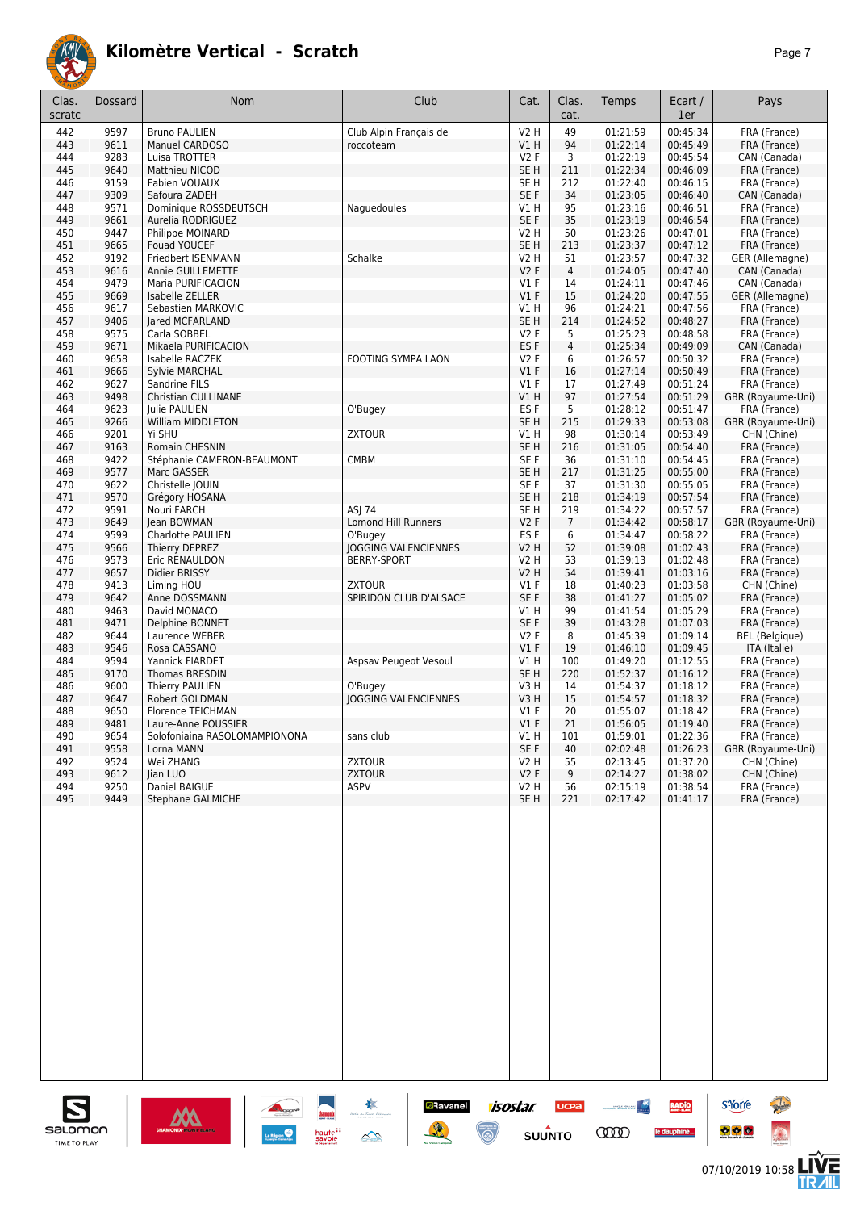# Kilomètre Vertical - Scratch

| Clas. scratc | Dossard | Nom | Club | Cat. | Clas. cat. | Temps | Ecart / 1er | Pays |
|---|---|---|---|---|---|---|---|---|
| 442 | 9597 | Bruno PAULIEN | Club Alpin Français de | V2 H | 49 | 01:21:59 | 00:45:34 | FRA (France) |
| 443 | 9611 | Manuel CARDOSO | roccoteam | V1 H | 94 | 01:22:14 | 00:45:49 | FRA (France) |
| 444 | 9283 | Luisa TROTTER | | V2 F | 3 | 01:22:19 | 00:45:54 | CAN (Canada) |
| 445 | 9640 | Matthieu NICOD | | SE H | 211 | 01:22:34 | 00:46:09 | FRA (France) |
| 446 | 9159 | Fabien VOUAUX | | SE H | 212 | 01:22:40 | 00:46:15 | FRA (France) |
| 447 | 9309 | Safoura ZADEH | | SE F | 34 | 01:23:05 | 00:46:40 | CAN (Canada) |
| 448 | 9571 | Dominique ROSSDEUTSCH | Naguedoules | V1 H | 95 | 01:23:16 | 00:46:51 | FRA (France) |
| 449 | 9661 | Aurelia RODRIGUEZ | | SE F | 35 | 01:23:19 | 00:46:54 | FRA (France) |
| 450 | 9447 | Philippe MOINARD | | V2 H | 50 | 01:23:26 | 00:47:01 | FRA (France) |
| 451 | 9665 | Fouad YOUCEF | | SE H | 213 | 01:23:37 | 00:47:12 | FRA (France) |
| 452 | 9192 | Friedbert ISENMANN | Schalke | V2 H | 51 | 01:23:57 | 00:47:32 | GER (Allemagne) |
| 453 | 9616 | Annie GUILLEMETTE | | V2 F | 4 | 01:24:05 | 00:47:40 | CAN (Canada) |
| 454 | 9479 | Maria PURIFICACION | | V1 F | 14 | 01:24:11 | 00:47:46 | CAN (Canada) |
| 455 | 9669 | Isabelle ZELLER | | V1 F | 15 | 01:24:20 | 00:47:55 | GER (Allemagne) |
| 456 | 9617 | Sebastien MARKOVIC | | V1 H | 96 | 01:24:21 | 00:47:56 | FRA (France) |
| 457 | 9406 | Jared MCFARLAND | | SE H | 214 | 01:24:52 | 00:48:27 | FRA (France) |
| 458 | 9575 | Carla SOBBEL | | V2 F | 5 | 01:25:23 | 00:48:58 | FRA (France) |
| 459 | 9671 | Mikaela PURIFICACION | | ES F | 4 | 01:25:34 | 00:49:09 | CAN (Canada) |
| 460 | 9658 | Isabelle RACZEK | FOOTING SYMPA LAON | V2 F | 6 | 01:26:57 | 00:50:32 | FRA (France) |
| 461 | 9666 | Sylvie MARCHAL | | V1 F | 16 | 01:27:14 | 00:50:49 | FRA (France) |
| 462 | 9627 | Sandrine FILS | | V1 F | 17 | 01:27:49 | 00:51:24 | FRA (France) |
| 463 | 9498 | Christian CULLINANE | | V1 H | 97 | 01:27:54 | 00:51:29 | GBR (Royaume-Uni) |
| 464 | 9623 | Julie PAULIEN | O'Bugey | ES F | 5 | 01:28:12 | 00:51:47 | FRA (France) |
| 465 | 9266 | William MIDDLETON | | SE H | 215 | 01:29:33 | 00:53:08 | GBR (Royaume-Uni) |
| 466 | 9201 | Yi SHU | ZXTOUR | V1 H | 98 | 01:30:14 | 00:53:49 | CHN (Chine) |
| 467 | 9163 | Romain CHESNIN | | SE H | 216 | 01:31:05 | 00:54:40 | FRA (France) |
| 468 | 9422 | Stéphanie CAMERON-BEAUMONT | CMBM | SE F | 36 | 01:31:10 | 00:54:45 | FRA (France) |
| 469 | 9577 | Marc GASSER | | SE H | 217 | 01:31:25 | 00:55:00 | FRA (France) |
| 470 | 9622 | Christelle JOUIN | | SE F | 37 | 01:31:30 | 00:55:05 | FRA (France) |
| 471 | 9570 | Grégory HOSANA | | SE H | 218 | 01:34:19 | 00:57:54 | FRA (France) |
| 472 | 9591 | Nouri FARCH | ASJ 74 | SE H | 219 | 01:34:22 | 00:57:57 | FRA (France) |
| 473 | 9649 | Jean BOWMAN | Lomond Hill Runners | V2 F | 7 | 01:34:42 | 00:58:17 | GBR (Royaume-Uni) |
| 474 | 9599 | Charlotte PAULIEN | O'Bugey | ES F | 6 | 01:34:47 | 00:58:22 | FRA (France) |
| 475 | 9566 | Thierry DEPREZ | JOGGING VALENCIENNES | V2 H | 52 | 01:39:08 | 01:02:43 | FRA (France) |
| 476 | 9573 | Eric RENAULDON | BERRY-SPORT | V2 H | 53 | 01:39:13 | 01:02:48 | FRA (France) |
| 477 | 9657 | Didier BRISSY | | V2 H | 54 | 01:39:41 | 01:03:16 | FRA (France) |
| 478 | 9413 | Liming HOU | ZXTOUR | V1 F | 18 | 01:40:23 | 01:03:58 | CHN (Chine) |
| 479 | 9642 | Anne DOSSMANN | SPIRIDON CLUB D'ALSACE | SE F | 38 | 01:41:27 | 01:05:02 | FRA (France) |
| 480 | 9463 | David MONACO | | V1 H | 99 | 01:41:54 | 01:05:29 | FRA (France) |
| 481 | 9471 | Delphine BONNET | | SE F | 39 | 01:43:28 | 01:07:03 | FRA (France) |
| 482 | 9644 | Laurence WEBER | | V2 F | 8 | 01:45:39 | 01:09:14 | BEL (Belgique) |
| 483 | 9546 | Rosa CASSANO | | V1 F | 19 | 01:46:10 | 01:09:45 | ITA (Italie) |
| 484 | 9594 | Yannick FIARDET | Aspsav Peugeot Vesoul | V1 H | 100 | 01:49:20 | 01:12:55 | FRA (France) |
| 485 | 9170 | Thomas BRESDIN | | SE H | 220 | 01:52:37 | 01:16:12 | FRA (France) |
| 486 | 9600 | Thierry PAULIEN | O'Bugey | V3 H | 14 | 01:54:37 | 01:18:12 | FRA (France) |
| 487 | 9647 | Robert GOLDMAN | JOGGING VALENCIENNES | V3 H | 15 | 01:54:57 | 01:18:32 | FRA (France) |
| 488 | 9650 | Florence TEICHMAN | | V1 F | 20 | 01:55:07 | 01:18:42 | FRA (France) |
| 489 | 9481 | Laure-Anne POUSSIER | | V1 F | 21 | 01:56:05 | 01:19:40 | FRA (France) |
| 490 | 9654 | Solofoniaina RASOLOMAMPIONONA | sans club | V1 H | 101 | 01:59:01 | 01:22:36 | FRA (France) |
| 491 | 9558 | Lorna MANN | | SE F | 40 | 02:02:48 | 01:26:23 | GBR (Royaume-Uni) |
| 492 | 9524 | Wei ZHANG | ZXTOUR | V2 H | 55 | 02:13:45 | 01:37:20 | CHN (Chine) |
| 493 | 9612 | Jian LUO | ZXTOUR | V2 F | 9 | 02:14:27 | 01:38:02 | CHN (Chine) |
| 494 | 9250 | Daniel BAIGUE | ASPV | V2 H | 56 | 02:15:19 | 01:38:54 | FRA (France) |
| 495 | 9449 | Stephane GALMICHE | | SE H | 221 | 02:17:42 | 01:41:17 | FRA (France) |

07/10/2019 10:58